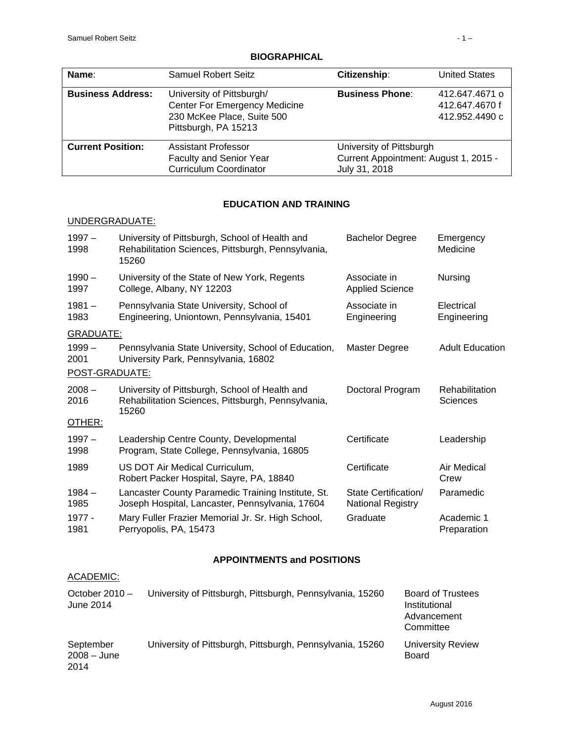## BIOGRAPHICAL

| | | | |
|---|---|---|---|
| **Name**: | Samuel Robert Seitz | **Citizenship**: | United States |
| **Business Address:** | University of Pittsburgh/ Center For Emergency Medicine 230 McKee Place, Suite 500 Pittsburgh, PA 15213 | **Business Phone**: | 412.647.4671 o 412.647.4670 f 412.952.4490 c |
| **Current Position:** | Assistant Professor Faculty and Senior Year Curriculum Coordinator | University of Pittsburgh Current Appointment: August 1, 2015 - July 31, 2018 | |

## EDUCATION AND TRAINING

UNDERGRADUATE:

| | | | |
|---|---|---|---|
| 1997 – 1998 | University of Pittsburgh, School of Health and Rehabilitation Sciences, Pittsburgh, Pennsylvania, 15260 | Bachelor Degree | Emergency Medicine |
| 1990 – 1997 | University of the State of New York, Regents College, Albany, NY 12203 | Associate in Applied Science | Nursing |
| 1981 – 1983 | Pennsylvania State University, School of Engineering, Uniontown, Pennsylvania, 15401 | Associate in Engineering | Electrical Engineering |

GRADUATE:

| | | | |
|---|---|---|---|
| 1999 – 2001 | Pennsylvania State University, School of Education, University Park, Pennsylvania, 16802 | Master Degree | Adult Education |

POST-GRADUATE:

| | | | |
|---|---|---|---|
| 2008 – 2016 | University of Pittsburgh, School of Health and Rehabilitation Sciences, Pittsburgh, Pennsylvania, 15260 | Doctoral Program | Rehabilitation Sciences |

OTHER:

| | | | |
|---|---|---|---|
| 1997 – 1998 | Leadership Centre County, Developmental Program, State College, Pennsylvania, 16805 | Certificate | Leadership |
| 1989 | US DOT Air Medical Curriculum, Robert Packer Hospital, Sayre, PA, 18840 | Certificate | Air Medical Crew |
| 1984 – 1985 | Lancaster County Paramedic Training Institute, St. Joseph Hospital, Lancaster, Pennsylvania, 17604 | State Certification/ National Registry | Paramedic |
| 1977 - 1981 | Mary Fuller Frazier Memorial Jr. Sr. High School, Perryopolis, PA, 15473 | Graduate | Academic 1 Preparation |

## APPOINTMENTS and POSITIONS

ACADEMIC:

| | | |
|---|---|---|
| October 2010 – June 2014 | University of Pittsburgh, Pittsburgh, Pennsylvania, 15260 | Board of Trustees Institutional Advancement Committee |
| September 2008 – June 2014 | University of Pittsburgh, Pittsburgh, Pennsylvania, 15260 | University Review Board |

August 2016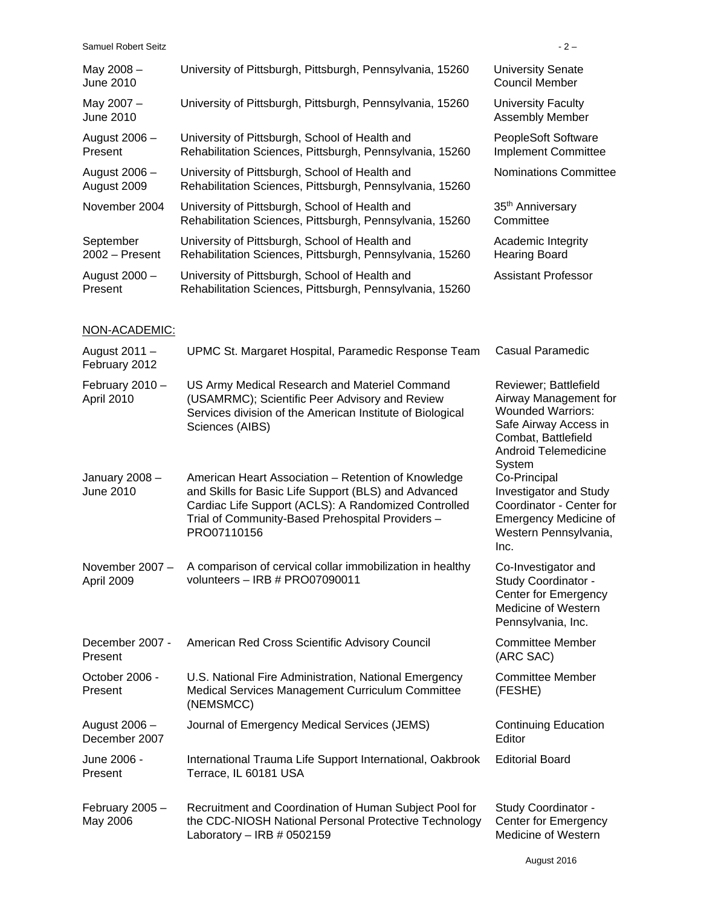| | | |
|---|---|---|
| May 2008 – June 2010 | University of Pittsburgh, Pittsburgh, Pennsylvania, 15260 | University Senate Council Member |
| May 2007 – June 2010 | University of Pittsburgh, Pittsburgh, Pennsylvania, 15260 | University Faculty Assembly Member |
| August 2006 – Present | University of Pittsburgh, School of Health and Rehabilitation Sciences, Pittsburgh, Pennsylvania, 15260 | PeopleSoft Software Implement Committee |
| August 2006 – August 2009 | University of Pittsburgh, School of Health and Rehabilitation Sciences, Pittsburgh, Pennsylvania, 15260 | Nominations Committee |
| November 2004 | University of Pittsburgh, School of Health and Rehabilitation Sciences, Pittsburgh, Pennsylvania, 15260 | 35th Anniversary Committee |
| September 2002 – Present | University of Pittsburgh, School of Health and Rehabilitation Sciences, Pittsburgh, Pennsylvania, 15260 | Academic Integrity Hearing Board |
| August 2000 – Present | University of Pittsburgh, School of Health and Rehabilitation Sciences, Pittsburgh, Pennsylvania, 15260 | Assistant Professor |

NON-ACADEMIC:

| | | |
|---|---|---|
| August 2011 – February 2012 | UPMC St. Margaret Hospital, Paramedic Response Team | Casual Paramedic |
| February 2010 – April 2010 | US Army Medical Research and Materiel Command (USAMRMC); Scientific Peer Advisory and Review Services division of the American Institute of Biological Sciences (AIBS) | Reviewer; Battlefield Airway Management for Wounded Warriors: Safe Airway Access in Combat, Battlefield Android Telemedicine System |
| January 2008 – June 2010 | American Heart Association – Retention of Knowledge and Skills for Basic Life Support (BLS) and Advanced Cardiac Life Support (ACLS): A Randomized Controlled Trial of Community-Based Prehospital Providers – PRO07110156 | Co-Principal Investigator and Study Coordinator - Center for Emergency Medicine of Western Pennsylvania, Inc. |
| November 2007 – April 2009 | A comparison of cervical collar immobilization in healthy volunteers – IRB # PRO07090011 | Co-Investigator and Study Coordinator - Center for Emergency Medicine of Western Pennsylvania, Inc. |
| December 2007 - Present | American Red Cross Scientific Advisory Council | Committee Member (ARC SAC) |
| October 2006 - Present | U.S. National Fire Administration, National Emergency Medical Services Management Curriculum Committee (NEMSMCC) | Committee Member (FESHE) |
| August 2006 – December 2007 | Journal of Emergency Medical Services (JEMS) | Continuing Education Editor |
| June 2006 - Present | International Trauma Life Support International, Oakbrook Terrace, IL 60181 USA | Editorial Board |
| February 2005 – May 2006 | Recruitment and Coordination of Human Subject Pool for the CDC-NIOSH National Personal Protective Technology Laboratory – IRB # 0502159 | Study Coordinator - Center for Emergency Medicine of Western |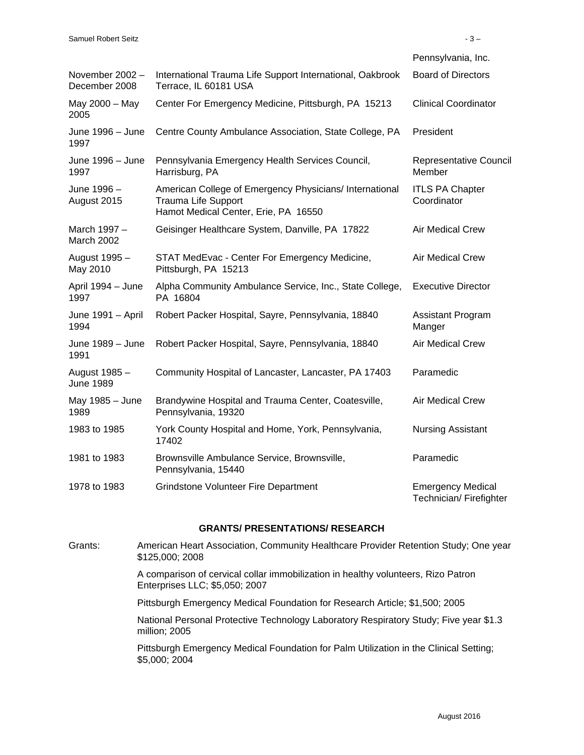| | | Pennsylvania, Inc. |
|---|---|---|
| November 2002 – December 2008 | International Trauma Life Support International, Oakbrook Terrace, IL 60181 USA | Board of Directors |
| May 2000 – May 2005 | Center For Emergency Medicine, Pittsburgh, PA 15213 | Clinical Coordinator |
| June 1996 – June 1997 | Centre County Ambulance Association, State College, PA | President |
| June 1996 – June 1997 | Pennsylvania Emergency Health Services Council, Harrisburg, PA | Representative Council Member |
| June 1996 – August 2015 | American College of Emergency Physicians/ International Trauma Life Support Hamot Medical Center, Erie, PA 16550 | ITLS PA Chapter Coordinator |
| March 1997 – March 2002 | Geisinger Healthcare System, Danville, PA 17822 | Air Medical Crew |
| August 1995 – May 2010 | STAT MedEvac - Center For Emergency Medicine, Pittsburgh, PA 15213 | Air Medical Crew |
| April 1994 – June 1997 | Alpha Community Ambulance Service, Inc., State College, PA 16804 | Executive Director |
| June 1991 – April 1994 | Robert Packer Hospital, Sayre, Pennsylvania, 18840 | Assistant Program Manger |
| June 1989 – June 1991 | Robert Packer Hospital, Sayre, Pennsylvania, 18840 | Air Medical Crew |
| August 1985 – June 1989 | Community Hospital of Lancaster, Lancaster, PA 17403 | Paramedic |
| May 1985 – June 1989 | Brandywine Hospital and Trauma Center, Coatesville, Pennsylvania, 19320 | Air Medical Crew |
| 1983 to 1985 | York County Hospital and Home, York, Pennsylvania, 17402 | Nursing Assistant |
| 1981 to 1983 | Brownsville Ambulance Service, Brownsville, Pennsylvania, 15440 | Paramedic |
| 1978 to 1983 | Grindstone Volunteer Fire Department | Emergency Medical Technician/ Firefighter |

## GRANTS/ PRESENTATIONS/ RESEARCH

Grants:

American Heart Association, Community Healthcare Provider Retention Study; One year $125,000; 2008

A comparison of cervical collar immobilization in healthy volunteers, Rizo Patron Enterprises LLC; $5,050; 2007

Pittsburgh Emergency Medical Foundation for Research Article; $1,500; 2005

National Personal Protective Technology Laboratory Respiratory Study; Five year $1.3 million; 2005

Pittsburgh Emergency Medical Foundation for Palm Utilization in the Clinical Setting; $5,000; 2004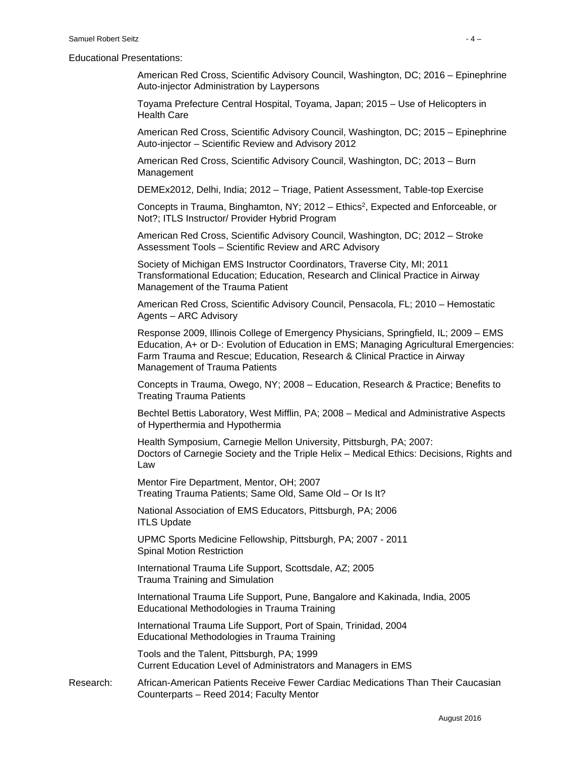Educational Presentations:

American Red Cross, Scientific Advisory Council, Washington, DC; 2016 – Epinephrine Auto-injector Administration by Laypersons

Toyama Prefecture Central Hospital, Toyama, Japan; 2015 – Use of Helicopters in Health Care

American Red Cross, Scientific Advisory Council, Washington, DC; 2015 – Epinephrine Auto-injector – Scientific Review and Advisory 2012

American Red Cross, Scientific Advisory Council, Washington, DC; 2013 – Burn Management

DEMEx2012, Delhi, India; 2012 – Triage, Patient Assessment, Table-top Exercise

Concepts in Trauma, Binghamton, NY; 2012 – Ethics$^2$, Expected and Enforceable, or Not?; ITLS Instructor/ Provider Hybrid Program

American Red Cross, Scientific Advisory Council, Washington, DC; 2012 – Stroke Assessment Tools – Scientific Review and ARC Advisory

Society of Michigan EMS Instructor Coordinators, Traverse City, MI; 2011
Transformational Education; Education, Research and Clinical Practice in Airway Management of the Trauma Patient

American Red Cross, Scientific Advisory Council, Pensacola, FL; 2010 – Hemostatic Agents – ARC Advisory

Response 2009, Illinois College of Emergency Physicians, Springfield, IL; 2009 – EMS Education, A+ or D-: Evolution of Education in EMS; Managing Agricultural Emergencies: Farm Trauma and Rescue; Education, Research & Clinical Practice in Airway Management of Trauma Patients

Concepts in Trauma, Owego, NY; 2008 – Education, Research & Practice; Benefits to Treating Trauma Patients

Bechtel Bettis Laboratory, West Mifflin, PA; 2008 – Medical and Administrative Aspects of Hyperthermia and Hypothermia

Health Symposium, Carnegie Mellon University, Pittsburgh, PA; 2007:
Doctors of Carnegie Society and the Triple Helix – Medical Ethics: Decisions, Rights and Law

Mentor Fire Department, Mentor, OH; 2007
Treating Trauma Patients; Same Old, Same Old – Or Is It?

National Association of EMS Educators, Pittsburgh, PA; 2006
ITLS Update

UPMC Sports Medicine Fellowship, Pittsburgh, PA; 2007 - 2011
Spinal Motion Restriction

International Trauma Life Support, Scottsdale, AZ; 2005
Trauma Training and Simulation

International Trauma Life Support, Pune, Bangalore and Kakinada, India, 2005
Educational Methodologies in Trauma Training

International Trauma Life Support, Port of Spain, Trinidad, 2004
Educational Methodologies in Trauma Training

Tools and the Talent, Pittsburgh, PA; 1999
Current Education Level of Administrators and Managers in EMS

Research: African-American Patients Receive Fewer Cardiac Medications Than Their Caucasian Counterparts – Reed 2014; Faculty Mentor

August 2016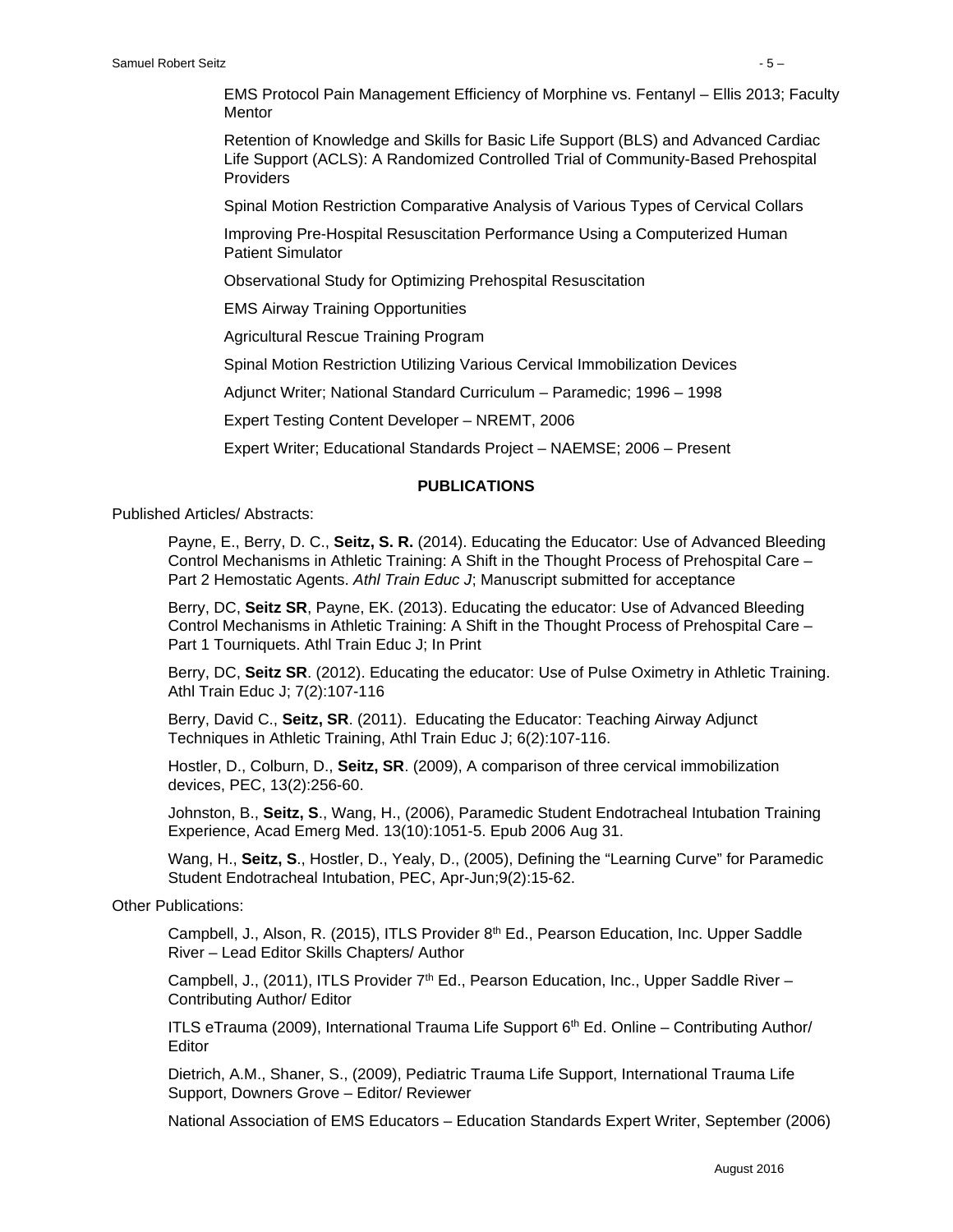EMS Protocol Pain Management Efficiency of Morphine vs. Fentanyl – Ellis 2013; Faculty Mentor

Retention of Knowledge and Skills for Basic Life Support (BLS) and Advanced Cardiac Life Support (ACLS): A Randomized Controlled Trial of Community-Based Prehospital Providers

Spinal Motion Restriction Comparative Analysis of Various Types of Cervical Collars

Improving Pre-Hospital Resuscitation Performance Using a Computerized Human Patient Simulator

Observational Study for Optimizing Prehospital Resuscitation

EMS Airway Training Opportunities

Agricultural Rescue Training Program

Spinal Motion Restriction Utilizing Various Cervical Immobilization Devices

Adjunct Writer; National Standard Curriculum – Paramedic; 1996 – 1998

Expert Testing Content Developer – NREMT, 2006

Expert Writer; Educational Standards Project – NAEMSE; 2006 – Present

## PUBLICATIONS

Published Articles/ Abstracts:

Payne, E., Berry, D. C., **Seitz, S. R.** (2014). Educating the Educator: Use of Advanced Bleeding Control Mechanisms in Athletic Training: A Shift in the Thought Process of Prehospital Care – Part 2 Hemostatic Agents. *Athl Train Educ J*; Manuscript submitted for acceptance

Berry, DC, **Seitz SR**, Payne, EK. (2013). Educating the educator: Use of Advanced Bleeding Control Mechanisms in Athletic Training: A Shift in the Thought Process of Prehospital Care – Part 1 Tourniquets. Athl Train Educ J; In Print

Berry, DC, **Seitz SR**. (2012). Educating the educator: Use of Pulse Oximetry in Athletic Training. Athl Train Educ J; 7(2):107-116

Berry, David C., **Seitz, SR**. (2011). Educating the Educator: Teaching Airway Adjunct Techniques in Athletic Training, Athl Train Educ J; 6(2):107-116.

Hostler, D., Colburn, D., **Seitz, SR**. (2009), A comparison of three cervical immobilization devices, PEC, 13(2):256-60.

Johnston, B., **Seitz, S**., Wang, H., (2006), Paramedic Student Endotracheal Intubation Training Experience, Acad Emerg Med. 13(10):1051-5. Epub 2006 Aug 31.

Wang, H., **Seitz, S**., Hostler, D., Yealy, D., (2005), Defining the "Learning Curve" for Paramedic Student Endotracheal Intubation, PEC, Apr-Jun;9(2):15-62.

Other Publications:

Campbell, J., Alson, R. (2015), ITLS Provider 8th Ed., Pearson Education, Inc. Upper Saddle River – Lead Editor Skills Chapters/ Author

Campbell, J., (2011), ITLS Provider 7th Ed., Pearson Education, Inc., Upper Saddle River – Contributing Author/ Editor

ITLS eTrauma (2009), International Trauma Life Support 6th Ed. Online – Contributing Author/ Editor

Dietrich, A.M., Shaner, S., (2009), Pediatric Trauma Life Support, International Trauma Life Support, Downers Grove – Editor/ Reviewer

National Association of EMS Educators – Education Standards Expert Writer, September (2006)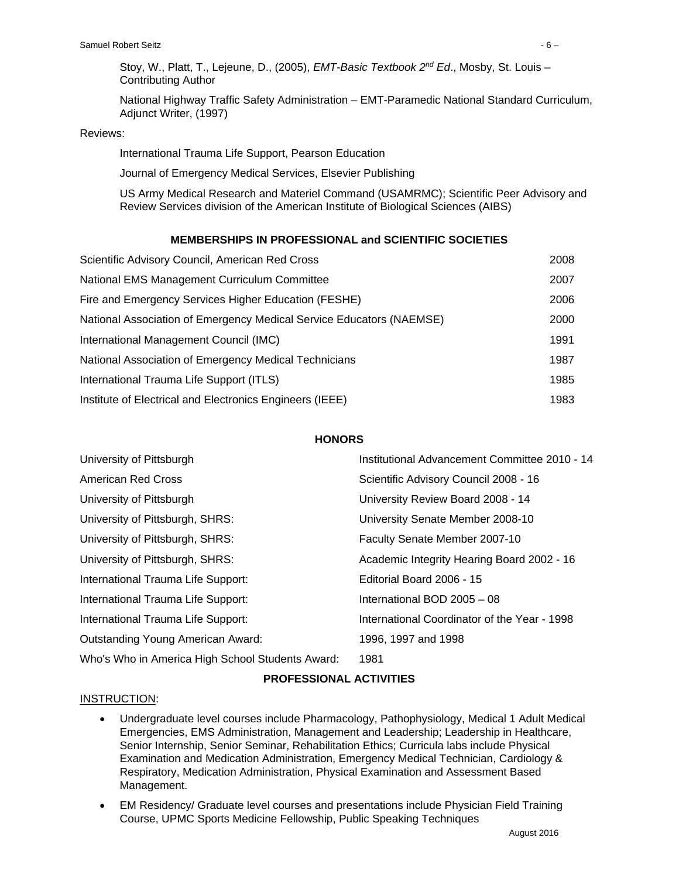Stoy, W., Platt, T., Lejeune, D., (2005), *EMT-Basic Textbook 2nd Ed*., Mosby, St. Louis – Contributing Author

National Highway Traffic Safety Administration – EMT-Paramedic National Standard Curriculum, Adjunct Writer, (1997)

Reviews:

International Trauma Life Support, Pearson Education

Journal of Emergency Medical Services, Elsevier Publishing

US Army Medical Research and Materiel Command (USAMRMC); Scientific Peer Advisory and Review Services division of the American Institute of Biological Sciences (AIBS)

## MEMBERSHIPS IN PROFESSIONAL and SCIENTIFIC SOCIETIES

| | |
|---|---|
| Scientific Advisory Council, American Red Cross | 2008 |
| National EMS Management Curriculum Committee | 2007 |
| Fire and Emergency Services Higher Education (FESHE) | 2006 |
| National Association of Emergency Medical Service Educators (NAEMSE) | 2000 |
| International Management Council (IMC) | 1991 |
| National Association of Emergency Medical Technicians | 1987 |
| International Trauma Life Support (ITLS) | 1985 |
| Institute of Electrical and Electronics Engineers (IEEE) | 1983 |

## HONORS

| | |
|---|---|
| University of Pittsburgh | Institutional Advancement Committee 2010 - 14 |
| American Red Cross | Scientific Advisory Council 2008 - 16 |
| University of Pittsburgh | University Review Board 2008 - 14 |
| University of Pittsburgh, SHRS: | University Senate Member 2008-10 |
| University of Pittsburgh, SHRS: | Faculty Senate Member 2007-10 |
| University of Pittsburgh, SHRS: | Academic Integrity Hearing Board 2002 - 16 |
| International Trauma Life Support: | Editorial Board 2006 - 15 |
| International Trauma Life Support: | International BOD 2005 – 08 |
| International Trauma Life Support: | International Coordinator of the Year - 1998 |
| Outstanding Young American Award: | 1996, 1997 and 1998 |
| Who's Who in America High School Students Award: | 1981 |

## PROFESSIONAL ACTIVITIES

INSTRUCTION:

- Undergraduate level courses include Pharmacology, Pathophysiology, Medical 1 Adult Medical Emergencies, EMS Administration, Management and Leadership; Leadership in Healthcare, Senior Internship, Senior Seminar, Rehabilitation Ethics; Curricula labs include Physical Examination and Medication Administration, Emergency Medical Technician, Cardiology & Respiratory, Medication Administration, Physical Examination and Assessment Based Management.
- EM Residency/ Graduate level courses and presentations include Physician Field Training Course, UPMC Sports Medicine Fellowship, Public Speaking Techniques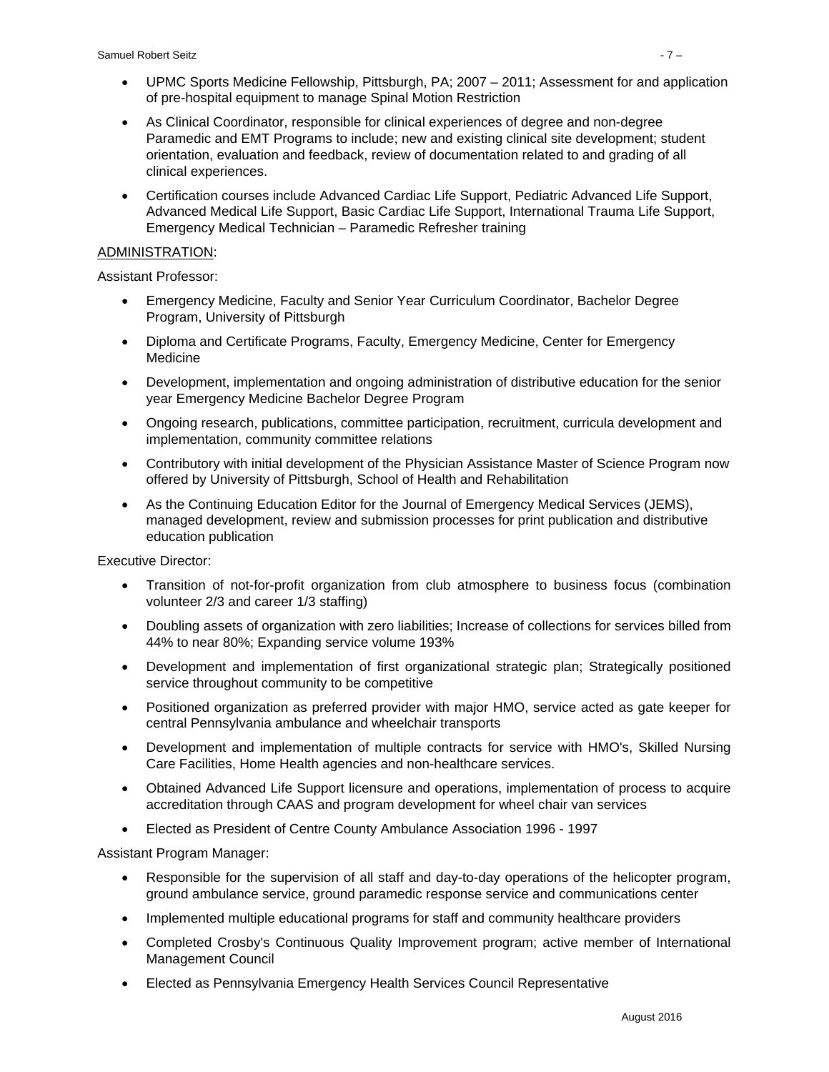- UPMC Sports Medicine Fellowship, Pittsburgh, PA; 2007 – 2011; Assessment for and application of pre-hospital equipment to manage Spinal Motion Restriction
- As Clinical Coordinator, responsible for clinical experiences of degree and non-degree Paramedic and EMT Programs to include; new and existing clinical site development; student orientation, evaluation and feedback, review of documentation related to and grading of all clinical experiences.
- Certification courses include Advanced Cardiac Life Support, Pediatric Advanced Life Support, Advanced Medical Life Support, Basic Cardiac Life Support, International Trauma Life Support, Emergency Medical Technician – Paramedic Refresher training

<u>ADMINISTRATION</u>:

Assistant Professor:

- Emergency Medicine, Faculty and Senior Year Curriculum Coordinator, Bachelor Degree Program, University of Pittsburgh
- Diploma and Certificate Programs, Faculty, Emergency Medicine, Center for Emergency Medicine
- Development, implementation and ongoing administration of distributive education for the senior year Emergency Medicine Bachelor Degree Program
- Ongoing research, publications, committee participation, recruitment, curricula development and implementation, community committee relations
- Contributory with initial development of the Physician Assistance Master of Science Program now offered by University of Pittsburgh, School of Health and Rehabilitation
- As the Continuing Education Editor for the Journal of Emergency Medical Services (JEMS), managed development, review and submission processes for print publication and distributive education publication

Executive Director:

- Transition of not-for-profit organization from club atmosphere to business focus (combination volunteer 2/3 and career 1/3 staffing)
- Doubling assets of organization with zero liabilities; Increase of collections for services billed from 44% to near 80%; Expanding service volume 193%
- Development and implementation of first organizational strategic plan; Strategically positioned service throughout community to be competitive
- Positioned organization as preferred provider with major HMO, service acted as gate keeper for central Pennsylvania ambulance and wheelchair transports
- Development and implementation of multiple contracts for service with HMO's, Skilled Nursing Care Facilities, Home Health agencies and non-healthcare services.
- Obtained Advanced Life Support licensure and operations, implementation of process to acquire accreditation through CAAS and program development for wheel chair van services
- Elected as President of Centre County Ambulance Association 1996 - 1997

Assistant Program Manager:

- Responsible for the supervision of all staff and day-to-day operations of the helicopter program, ground ambulance service, ground paramedic response service and communications center
- Implemented multiple educational programs for staff and community healthcare providers
- Completed Crosby's Continuous Quality Improvement program; active member of International Management Council
- Elected as Pennsylvania Emergency Health Services Council Representative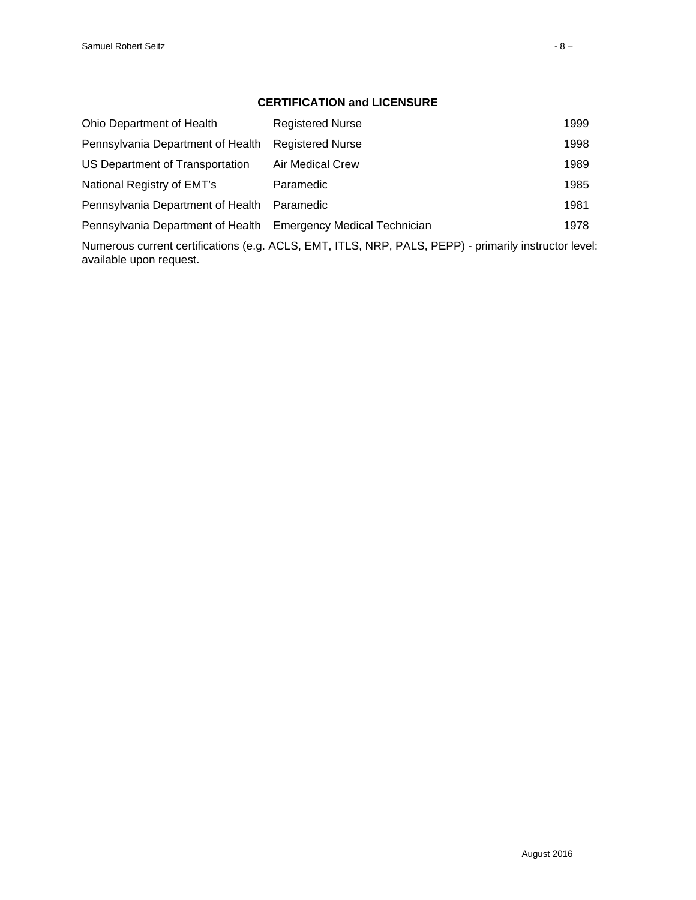## CERTIFICATION and LICENSURE

| | | |
|---|---|---|
| Ohio Department of Health | Registered Nurse | 1999 |
| Pennsylvania Department of Health | Registered Nurse | 1998 |
| US Department of Transportation | Air Medical Crew | 1989 |
| National Registry of EMT's | Paramedic | 1985 |
| Pennsylvania Department of Health | Paramedic | 1981 |
| Pennsylvania Department of Health | Emergency Medical Technician | 1978 |

Numerous current certifications (e.g. ACLS, EMT, ITLS, NRP, PALS, PEPP) - primarily instructor level: available upon request.